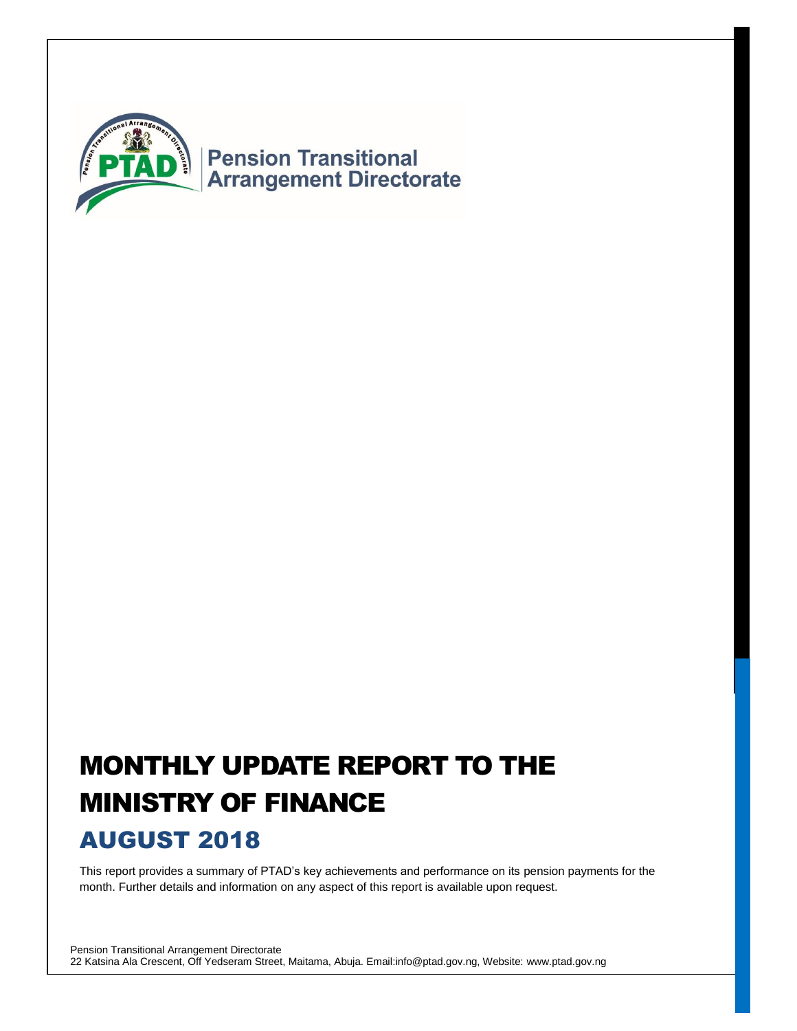Pension Transitional Arrangement Directorate

# MONTHLY UPDATE REPORT TO THE MINISTRY OF FINANCE

## AUGUST 2018

This report provides a summary of PTAD's key achievements and performance on its pension payments for the month. Further details and information on any aspect of this report is available upon request.

Pension Transitional Arrangement Directorate
22 Katsina Ala Crescent, Off Yedseram Street, Maitama, Abuja. Email:info@ptad.gov.ng, Website: www.ptad.gov.ng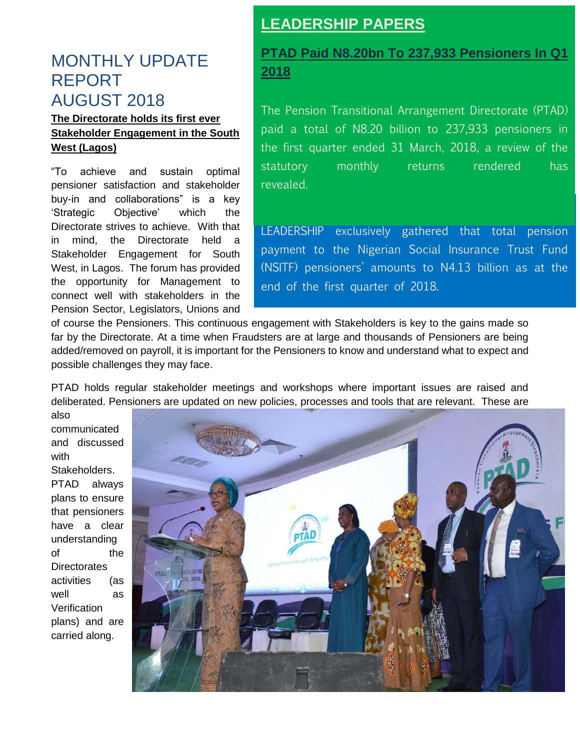# MONTHLY UPDATE REPORT AUGUST 2018

**The Directorate holds its first ever Stakeholder Engagement in the South West (Lagos)**

"To achieve and sustain optimal pensioner satisfaction and stakeholder buy-in and collaborations" is a key 'Strategic Objective' which the Directorate strives to achieve. With that in mind, the Directorate held a Stakeholder Engagement for South West, in Lagos. The forum has provided the opportunity for Management to connect well with stakeholders in the Pension Sector, Legislators, Unions and of course the Pensioners. This continuous engagement with Stakeholders is key to the gains made so far by the Directorate. At a time when Fraudsters are at large and thousands of Pensioners are being added/removed on payroll, it is important for the Pensioners to know and understand what to expect and possible challenges they may face.

PTAD holds regular stakeholder meetings and workshops where important issues are raised and deliberated. Pensioners are updated on new policies, processes and tools that are relevant. These are also communicated and discussed with Stakeholders. PTAD always plans to ensure that pensioners have a clear understanding of the Directorates activities (as well as Verification plans) and are carried along.

## LEADERSHIP PAPERS

### PTAD Paid N8.20bn To 237,933 Pensioners In Q1 2018

The Pension Transitional Arrangement Directorate (PTAD) paid a total of N8.20 billion to 237,933 pensioners in the first quarter ended 31 March, 2018, a review of the statutory monthly returns rendered has revealed.

LEADERSHIP exclusively gathered that total pension payment to the Nigerian Social Insurance Trust Fund (NSITF) pensioners' amounts to N4.13 billion as at the end of the first quarter of 2018.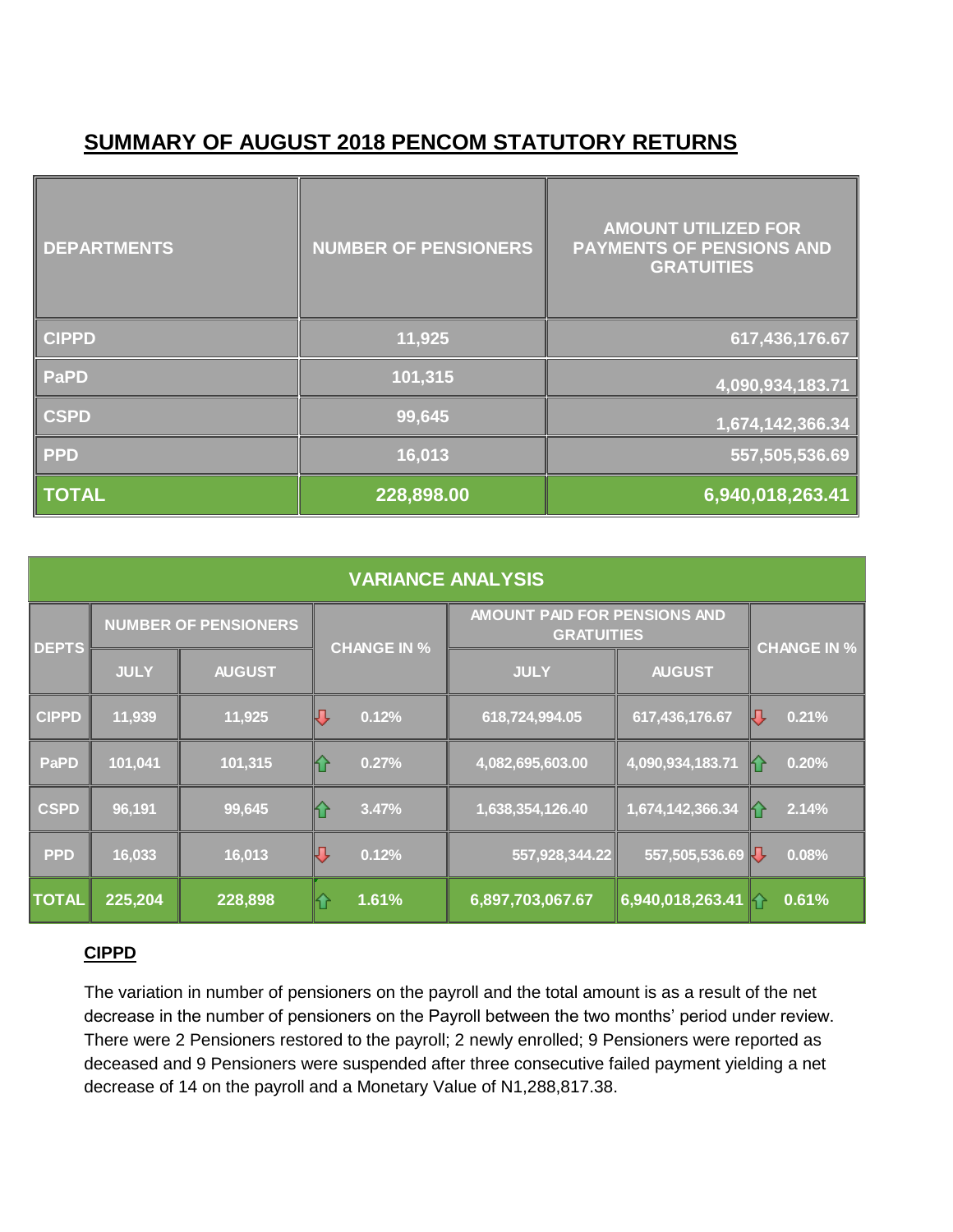## SUMMARY OF AUGUST 2018 PENCOM STATUTORY RETURNS

| DEPARTMENTS | NUMBER OF PENSIONERS | AMOUNT UTILIZED FOR PAYMENTS OF PENSIONS AND GRATUITIES |
|---|---|---|
| CIPPD | 11,925 | 617,436,176.67 |
| PaPD | 101,315 | 4,090,934,183.71 |
| CSPD | 99,645 | 1,674,142,366.34 |
| PPD | 16,013 | 557,505,536.69 |
| **TOTAL** | **228,898.00** | **6,940,018,263.41** |

| VARIANCE ANALYSIS | | | | | | |
|---|---|---|---|---|---|---|
| DEPTS | NUMBER OF PENSIONERS | | CHANGE IN % | AMOUNT PAID FOR PENSIONS AND GRATUITIES | | CHANGE IN % |
| | JULY | AUGUST | | JULY | AUGUST | |
| CIPPD | 11,939 | 11,925 | ↓ 0.12% | 618,724,994.05 | 617,436,176.67 | ↓ 0.21% |
| PaPD | 101,041 | 101,315 | ↑ 0.27% | 4,082,695,603.00 | 4,090,934,183.71 | ↑ 0.20% |
| CSPD | 96,191 | 99,645 | ↑ 3.47% | 1,638,354,126.40 | 1,674,142,366.34 | ↑ 2.14% |
| PPD | 16,033 | 16,013 | ↓ 0.12% | 557,928,344.22 | 557,505,536.69 | ↓ 0.08% |
| **TOTAL** | **225,204** | **228,898** | ↑ **1.61%** | **6,897,703,067.67** | **6,940,018,263.41** | ↑ **0.61%** |

**CIPPD**

The variation in number of pensioners on the payroll and the total amount is as a result of the net decrease in the number of pensioners on the Payroll between the two months' period under review. There were 2 Pensioners restored to the payroll; 2 newly enrolled; 9 Pensioners were reported as deceased and 9 Pensioners were suspended after three consecutive failed payment yielding a net decrease of 14 on the payroll and a Monetary Value of N1,288,817.38.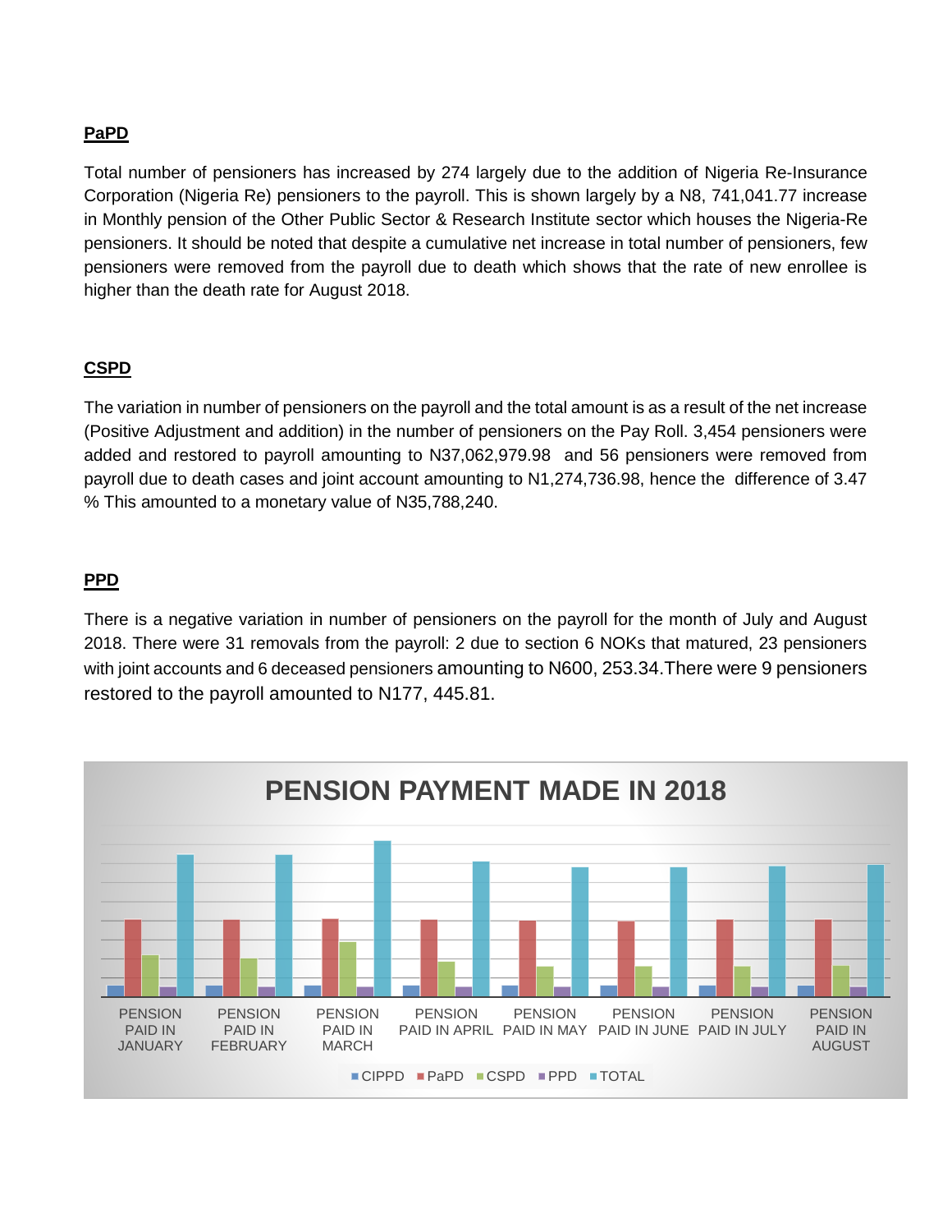**PaPD**

Total number of pensioners has increased by 274 largely due to the addition of Nigeria Re-Insurance Corporation (Nigeria Re) pensioners to the payroll. This is shown largely by a N8, 741,041.77 increase in Monthly pension of the Other Public Sector & Research Institute sector which houses the Nigeria-Re pensioners. It should be noted that despite a cumulative net increase in total number of pensioners, few pensioners were removed from the payroll due to death which shows that the rate of new enrollee is higher than the death rate for August 2018.

**CSPD**

The variation in number of pensioners on the payroll and the total amount is as a result of the net increase (Positive Adjustment and addition) in the number of pensioners on the Pay Roll. 3,454 pensioners were added and restored to payroll amounting to N37,062,979.98 and 56 pensioners were removed from payroll due to death cases and joint account amounting to N1,274,736.98, hence the difference of 3.47 % This amounted to a monetary value of N35,788,240.

**PPD**

There is a negative variation in number of pensioners on the payroll for the month of July and August 2018. There were 31 removals from the payroll: 2 due to section 6 NOKs that matured, 23 pensioners with joint accounts and 6 deceased pensioners amounting to N600, 253.34.There were 9 pensioners restored to the payroll amounted to N177, 445.81.

PENSION PAYMENT MADE IN 2018

PENSION PAID IN JANUARY
PENSION PAID IN FEBRUARY
PENSION PAID IN MARCH
PENSION PAID IN APRIL
PENSION PAID IN MAY
PENSION PAID IN JUNE
PENSION PAID IN JULY
PENSION PAID IN AUGUST

CIPPD PaPD CSPD PPD TOTAL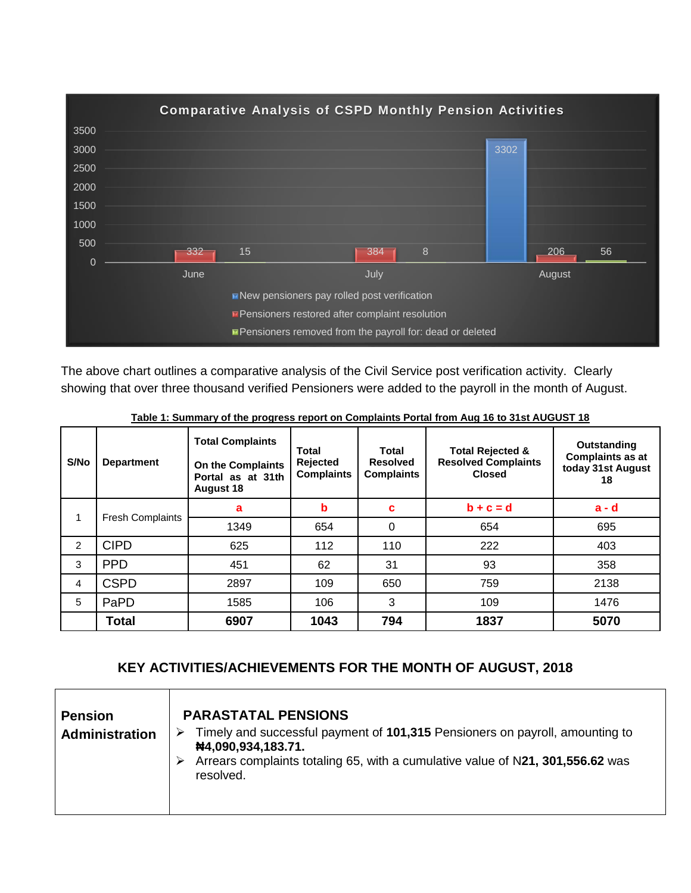Comparative Analysis of CSPD Monthly Pension Activities

3500
3000
2500
2000
1500
1000
500
0

June: 332, 15
July: 384, 8
August: 3302, 206, 56

New pensioners pay rolled post verification
Pensioners restored after complaint resolution
Pensioners removed from the payroll for: dead or deleted

The above chart outlines a comparative analysis of the Civil Service post verification activity. Clearly showing that over three thousand verified Pensioners were added to the payroll in the month of August.

**Table 1: Summary of the progress report on Complaints Portal from Aug 16 to 31st AUGUST 18**

| S/No | Department | Total Complaints On the Complaints Portal as at 31th August 18 | Total Rejected Complaints | Total Resolved Complaints | Total Rejected & Resolved Complaints Closed | Outstanding Complaints as at today 31st August 18 |
|---|---|---|---|---|---|---|
| | | a | b | c | b + c = d | a - d |
| 1 | Fresh Complaints | 1349 | 654 | 0 | 654 | 695 |
| 2 | CIPD | 625 | 112 | 110 | 222 | 403 |
| 3 | PPD | 451 | 62 | 31 | 93 | 358 |
| 4 | CSPD | 2897 | 109 | 650 | 759 | 2138 |
| 5 | PaPD | 1585 | 106 | 3 | 109 | 1476 |
| | **Total** | **6907** | **1043** | **794** | **1837** | **5070** |

## KEY ACTIVITIES/ACHIEVEMENTS FOR THE MONTH OF AUGUST, 2018

| | |
|---|---|
| **Pension Administration** | **PARASTATAL PENSIONS**<br>➢ Timely and successful payment of **101,315** Pensioners on payroll, amounting to **₦4,090,934,183.71.**<br>➢ Arrears complaints totaling 65, with a cumulative value of N**21, 301,556.62** was resolved. |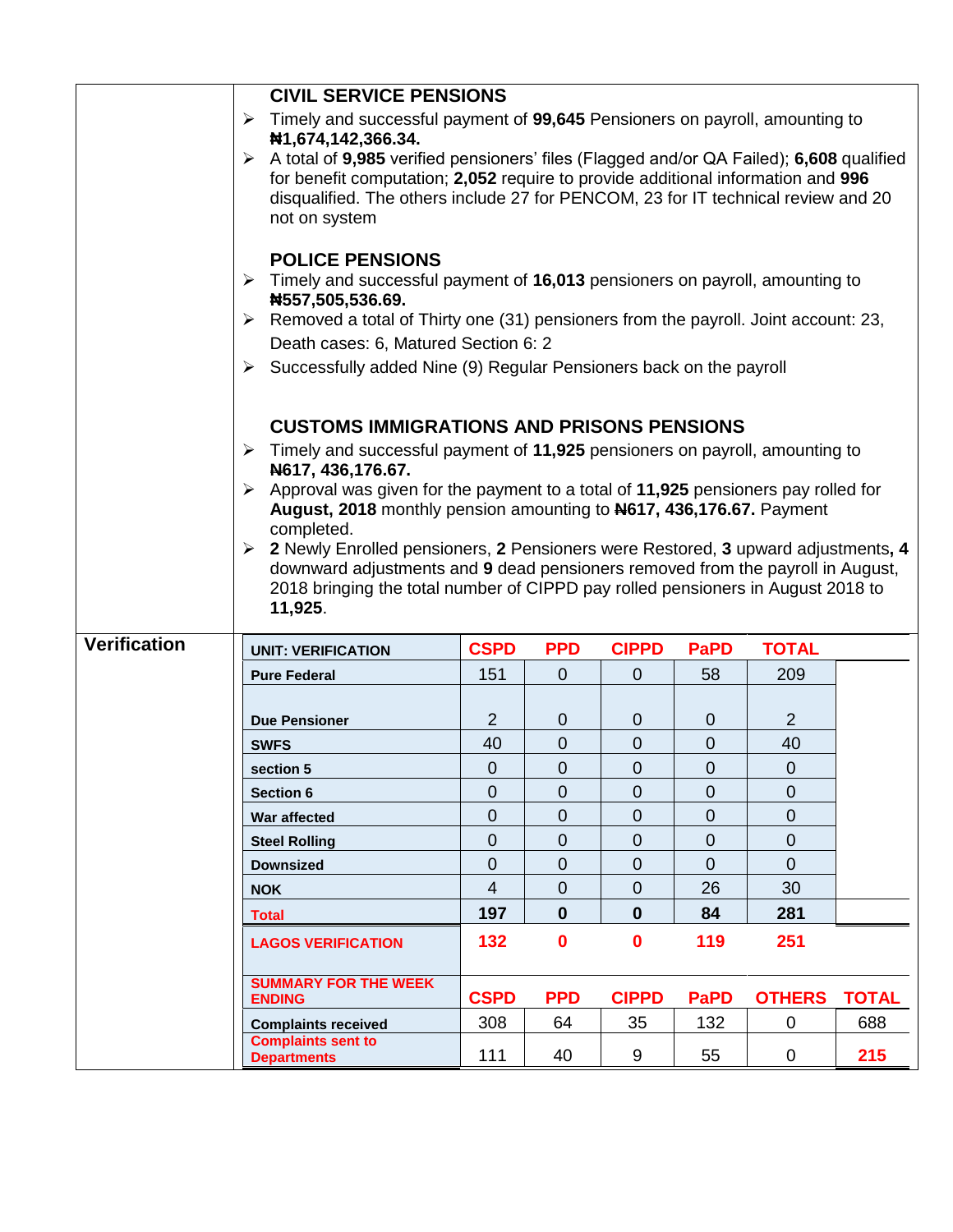### CIVIL SERVICE PENSIONS

- Timely and successful payment of **99,645** Pensioners on payroll, amounting to **₦1,674,142,366.34.**
- A total of **9,985** verified pensioners' files (Flagged and/or QA Failed); **6,608** qualified for benefit computation; **2,052** require to provide additional information and **996** disqualified. The others include 27 for PENCOM, 23 for IT technical review and 20 not on system

### POLICE PENSIONS

- Timely and successful payment of **16,013** pensioners on payroll, amounting to **₦557,505,536.69.**
- Removed a total of Thirty one (31) pensioners from the payroll. Joint account: 23, Death cases: 6, Matured Section 6: 2
- Successfully added Nine (9) Regular Pensioners back on the payroll

### CUSTOMS IMMIGRATIONS AND PRISONS PENSIONS

- Timely and successful payment of **11,925** pensioners on payroll, amounting to **₦617, 436,176.67.**
- Approval was given for the payment to a total of **11,925** pensioners pay rolled for **August, 2018** monthly pension amounting to **₦617, 436,176.67.** Payment completed.
- **2** Newly Enrolled pensioners, **2** Pensioners were Restored, **3** upward adjustments, **4** downward adjustments and **9** dead pensioners removed from the payroll in August, 2018 bringing the total number of CIPPD pay rolled pensioners in August 2018 to **11,925**.

## Verification

| UNIT: VERIFICATION | CSPD | PPD | CIPPD | PaPD | TOTAL |
|---|---|---|---|---|---|
| Pure Federal | 151 | 0 | 0 | 58 | 209 |
| Due Pensioner | 2 | 0 | 0 | 0 | 2 |
| SWFS | 40 | 0 | 0 | 0 | 40 |
| section 5 | 0 | 0 | 0 | 0 | 0 |
| Section 6 | 0 | 0 | 0 | 0 | 0 |
| War affected | 0 | 0 | 0 | 0 | 0 |
| Steel Rolling | 0 | 0 | 0 | 0 | 0 |
| Downsized | 0 | 0 | 0 | 0 | 0 |
| NOK | 4 | 0 | 0 | 26 | 30 |
| **Total** | **197** | **0** | **0** | **84** | **281** |
| **LAGOS VERIFICATION** | **132** | **0** | **0** | **119** | **251** |

| SUMMARY FOR THE WEEK ENDING | CSPD | PPD | CIPPD | PaPD | OTHERS | TOTAL |
|---|---|---|---|---|---|---|
| Complaints received | 308 | 64 | 35 | 132 | 0 | 688 |
| Complaints sent to Departments | 111 | 40 | 9 | 55 | 0 | **215** |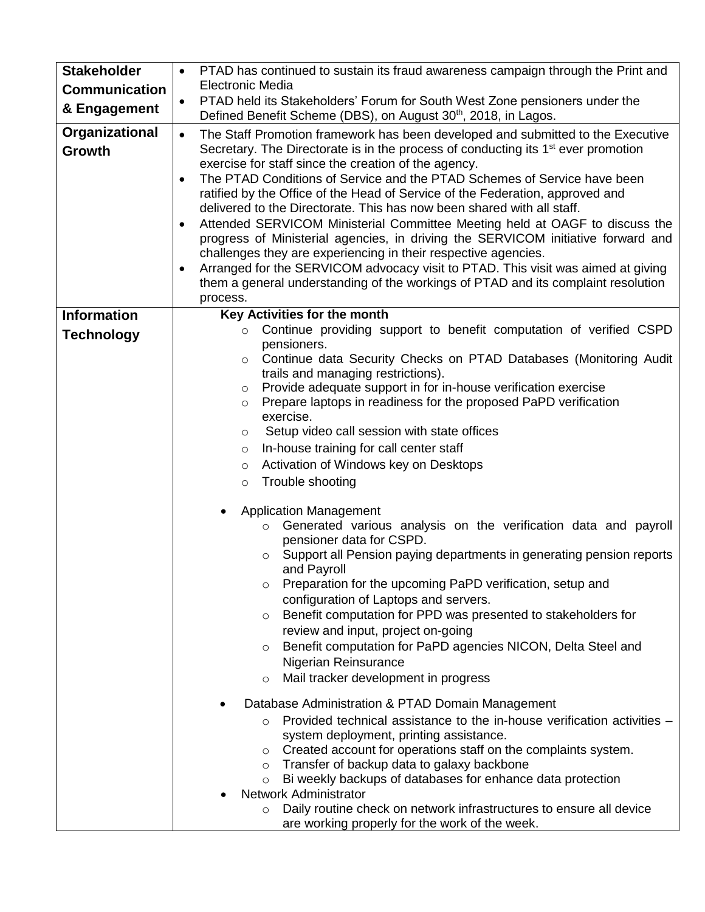| | |
|---|---|
| **Stakeholder Communication & Engagement** | • PTAD has continued to sustain its fraud awareness campaign through the Print and Electronic Media<br>• PTAD held its Stakeholders' Forum for South West Zone pensioners under the Defined Benefit Scheme (DBS), on August 30th, 2018, in Lagos. |
| **Organizational Growth** | • The Staff Promotion framework has been developed and submitted to the Executive Secretary. The Directorate is in the process of conducting its 1st ever promotion exercise for staff since the creation of the agency.<br>• The PTAD Conditions of Service and the PTAD Schemes of Service have been ratified by the Office of the Head of Service of the Federation, approved and delivered to the Directorate. This has now been shared with all staff.<br>• Attended SERVICOM Ministerial Committee Meeting held at OAGF to discuss the progress of Ministerial agencies, in driving the SERVICOM initiative forward and challenges they are experiencing in their respective agencies.<br>• Arranged for the SERVICOM advocacy visit to PTAD. This visit was aimed at giving them a general understanding of the workings of PTAD and its complaint resolution process. |
| **Information Technology** | **Key Activities for the month**<br>○ Continue providing support to benefit computation of verified CSPD pensioners.<br>○ Continue data Security Checks on PTAD Databases (Monitoring Audit trails and managing restrictions).<br>○ Provide adequate support in for in-house verification exercise<br>○ Prepare laptops in readiness for the proposed PaPD verification exercise.<br>○ Setup video call session with state offices<br>○ In-house training for call center staff<br>○ Activation of Windows key on Desktops<br>○ Trouble shooting<br><br>• Application Management<br>○ Generated various analysis on the verification data and payroll pensioner data for CSPD.<br>○ Support all Pension paying departments in generating pension reports and Payroll<br>○ Preparation for the upcoming PaPD verification, setup and configuration of Laptops and servers.<br>○ Benefit computation for PPD was presented to stakeholders for review and input, project on-going<br>○ Benefit computation for PaPD agencies NICON, Delta Steel and Nigerian Reinsurance<br>○ Mail tracker development in progress<br><br>• Database Administration & PTAD Domain Management<br>○ Provided technical assistance to the in-house verification activities – system deployment, printing assistance.<br>○ Created account for operations staff on the complaints system.<br>○ Transfer of backup data to galaxy backbone<br>○ Bi weekly backups of databases for enhance data protection<br>• Network Administrator<br>○ Daily routine check on network infrastructures to ensure all device are working properly for the work of the week. |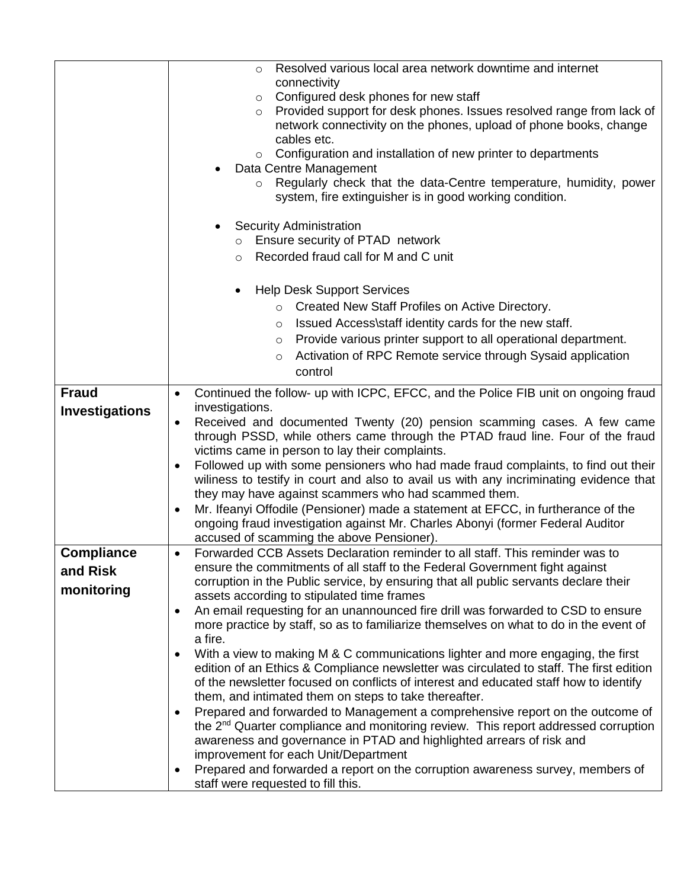| | |
|---|---|
| | ◦ Resolved various local area network downtime and internet connectivity<br>◦ Configured desk phones for new staff<br>◦ Provided support for desk phones. Issues resolved range from lack of network connectivity on the phones, upload of phone books, change cables etc.<br>◦ Configuration and installation of new printer to departments<br>• Data Centre Management<br>◦ Regularly check that the data-Centre temperature, humidity, power system, fire extinguisher is in good working condition.<br>• Security Administration<br>◦ Ensure security of PTAD network<br>◦ Recorded fraud call for M and C unit<br>• Help Desk Support Services<br>◦ Created New Staff Profiles on Active Directory.<br>◦ Issued Access\staff identity cards for the new staff.<br>◦ Provide various printer support to all operational department.<br>◦ Activation of RPC Remote service through Sysaid application control |
| **Fraud Investigations** | • Continued the follow- up with ICPC, EFCC, and the Police FIB unit on ongoing fraud investigations.<br>• Received and documented Twenty (20) pension scamming cases. A few came through PSSD, while others came through the PTAD fraud line. Four of the fraud victims came in person to lay their complaints.<br>• Followed up with some pensioners who had made fraud complaints, to find out their wiliness to testify in court and also to avail us with any incriminating evidence that they may have against scammers who had scammed them.<br>• Mr. Ifeanyi Offodile (Pensioner) made a statement at EFCC, in furtherance of the ongoing fraud investigation against Mr. Charles Abonyi (former Federal Auditor accused of scamming the above Pensioner). |
| **Compliance and Risk monitoring** | • Forwarded CCB Assets Declaration reminder to all staff. This reminder was to ensure the commitments of all staff to the Federal Government fight against corruption in the Public service, by ensuring that all public servants declare their assets according to stipulated time frames<br>• An email requesting for an unannounced fire drill was forwarded to CSD to ensure more practice by staff, so as to familiarize themselves on what to do in the event of a fire.<br>• With a view to making M & C communications lighter and more engaging, the first edition of an Ethics & Compliance newsletter was circulated to staff. The first edition of the newsletter focused on conflicts of interest and educated staff how to identify them, and intimated them on steps to take thereafter.<br>• Prepared and forwarded to Management a comprehensive report on the outcome of the 2nd Quarter compliance and monitoring review. This report addressed corruption awareness and governance in PTAD and highlighted arrears of risk and improvement for each Unit/Department<br>• Prepared and forwarded a report on the corruption awareness survey, members of staff were requested to fill this. |